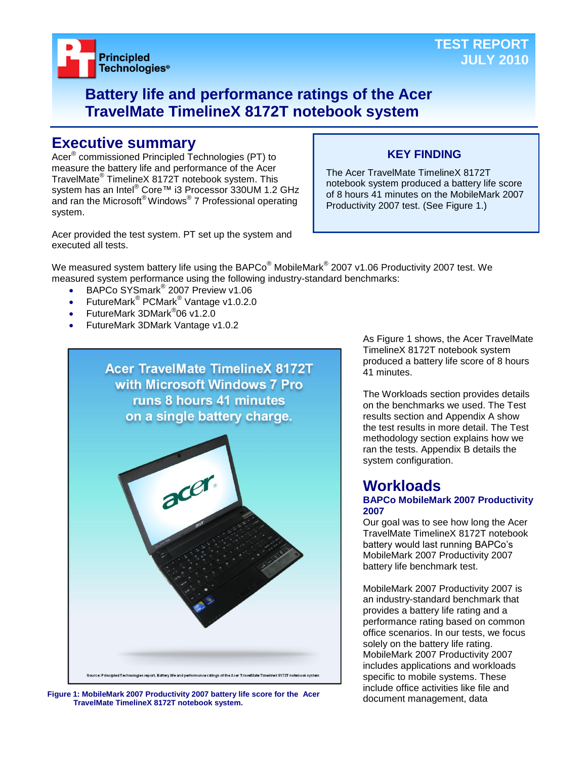Principled Technologies®

TEST REPORT
JULY 2010

# Battery life and performance ratings of the Acer TravelMate TimelineX 8172T notebook system

## Executive summary

Acer® commissioned Principled Technologies (PT) to measure the battery life and performance of the Acer TravelMate® TimelineX 8172T notebook system. This system has an Intel® Core™ i3 Processor 330UM 1.2 GHz and ran the Microsoft® Windows® 7 Professional operating system.

Acer provided the test system. PT set up the system and executed all tests.

**KEY FINDING**

The Acer TravelMate TimelineX 8172T notebook system produced a battery life score of 8 hours 41 minutes on the MobileMark 2007 Productivity 2007 test. (See Figure 1.)

We measured system battery life using the BAPCo® MobileMark® 2007 v1.06 Productivity 2007 test. We measured system performance using the following industry-standard benchmarks:

- BAPCo SYSmark® 2007 Preview v1.06
- FutureMark® PCMark® Vantage v1.0.2.0
- FutureMark 3DMark®06 v1.2.0
- FutureMark 3DMark Vantage v1.0.2

Acer TravelMate TimelineX 8172T with Microsoft Windows 7 Pro runs 8 hours 41 minutes on a single battery charge.

Source: Principled Technologies report, Battery life and performance ratings of the Acer TravelMate TimelineX 8172T notebook system

**Figure 1: MobileMark 2007 Productivity 2007 battery life score for the Acer TravelMate TimelineX 8172T notebook system.**

As Figure 1 shows, the Acer TravelMate TimelineX 8172T notebook system produced a battery life score of 8 hours 41 minutes.

The Workloads section provides details on the benchmarks we used. The Test results section and Appendix A show the test results in more detail. The Test methodology section explains how we ran the tests. Appendix B details the system configuration.

## Workloads

### BAPCo MobileMark 2007 Productivity 2007

Our goal was to see how long the Acer TravelMate TimelineX 8172T notebook battery would last running BAPCo's MobileMark 2007 Productivity 2007 battery life benchmark test.

MobileMark 2007 Productivity 2007 is an industry-standard benchmark that provides a battery life rating and a performance rating based on common office scenarios. In our tests, we focus solely on the battery life rating. MobileMark 2007 Productivity 2007 includes applications and workloads specific to mobile systems. These include office activities like file and document management, data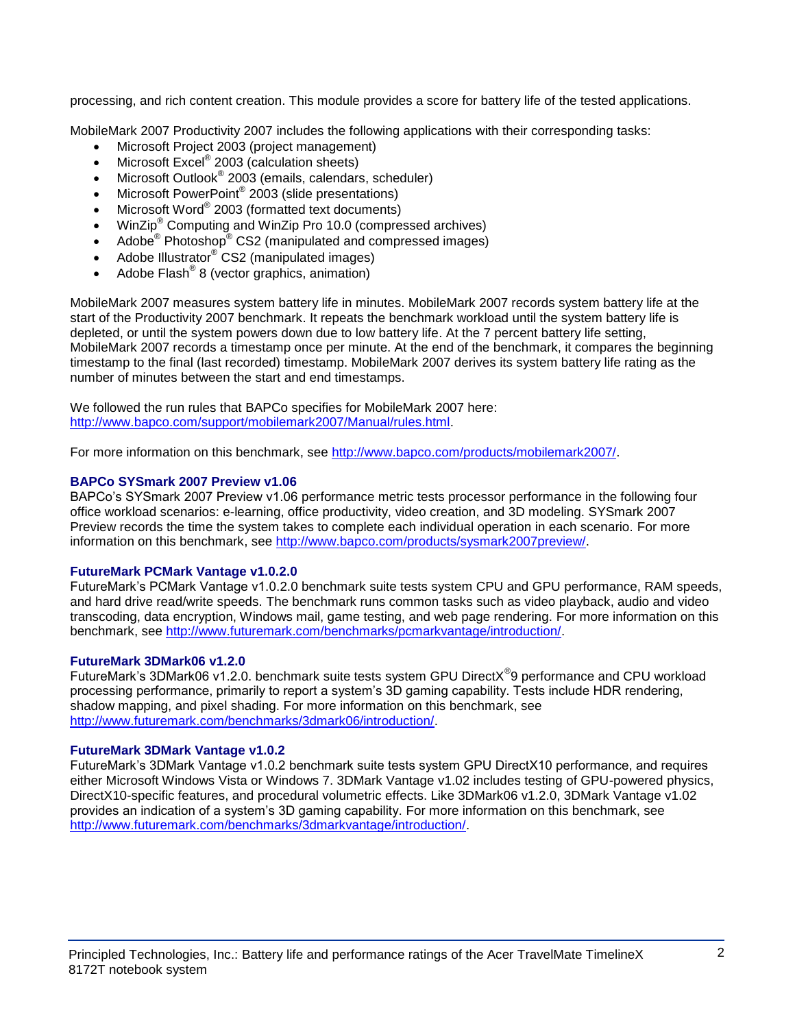processing, and rich content creation. This module provides a score for battery life of the tested applications.

MobileMark 2007 Productivity 2007 includes the following applications with their corresponding tasks:

- Microsoft Project 2003 (project management)
- Microsoft Excel® 2003 (calculation sheets)
- Microsoft Outlook® 2003 (emails, calendars, scheduler)
- Microsoft PowerPoint® 2003 (slide presentations)
- Microsoft Word® 2003 (formatted text documents)
- WinZip® Computing and WinZip Pro 10.0 (compressed archives)
- Adobe® Photoshop® CS2 (manipulated and compressed images)
- Adobe Illustrator® CS2 (manipulated images)
- Adobe Flash® 8 (vector graphics, animation)

MobileMark 2007 measures system battery life in minutes. MobileMark 2007 records system battery life at the start of the Productivity 2007 benchmark. It repeats the benchmark workload until the system battery life is depleted, or until the system powers down due to low battery life. At the 7 percent battery life setting, MobileMark 2007 records a timestamp once per minute. At the end of the benchmark, it compares the beginning timestamp to the final (last recorded) timestamp. MobileMark 2007 derives its system battery life rating as the number of minutes between the start and end timestamps.

We followed the run rules that BAPCo specifies for MobileMark 2007 here: http://www.bapco.com/support/mobilemark2007/Manual/rules.html.

For more information on this benchmark, see http://www.bapco.com/products/mobilemark2007/.

### BAPCo SYSmark 2007 Preview v1.06

BAPCo's SYSmark 2007 Preview v1.06 performance metric tests processor performance in the following four office workload scenarios: e-learning, office productivity, video creation, and 3D modeling. SYSmark 2007 Preview records the time the system takes to complete each individual operation in each scenario. For more information on this benchmark, see http://www.bapco.com/products/sysmark2007preview/.

### FutureMark PCMark Vantage v1.0.2.0

FutureMark's PCMark Vantage v1.0.2.0 benchmark suite tests system CPU and GPU performance, RAM speeds, and hard drive read/write speeds. The benchmark runs common tasks such as video playback, audio and video transcoding, data encryption, Windows mail, game testing, and web page rendering. For more information on this benchmark, see http://www.futuremark.com/benchmarks/pcmarkvantage/introduction/.

### FutureMark 3DMark06 v1.2.0

FutureMark's 3DMark06 v1.2.0. benchmark suite tests system GPU DirectX®9 performance and CPU workload processing performance, primarily to report a system's 3D gaming capability. Tests include HDR rendering, shadow mapping, and pixel shading. For more information on this benchmark, see http://www.futuremark.com/benchmarks/3dmark06/introduction/.

### FutureMark 3DMark Vantage v1.0.2

FutureMark's 3DMark Vantage v1.0.2 benchmark suite tests system GPU DirectX10 performance, and requires either Microsoft Windows Vista or Windows 7. 3DMark Vantage v1.02 includes testing of GPU-powered physics, DirectX10-specific features, and procedural volumetric effects. Like 3DMark06 v1.2.0, 3DMark Vantage v1.02 provides an indication of a system's 3D gaming capability. For more information on this benchmark, see http://www.futuremark.com/benchmarks/3dmarkvantage/introduction/.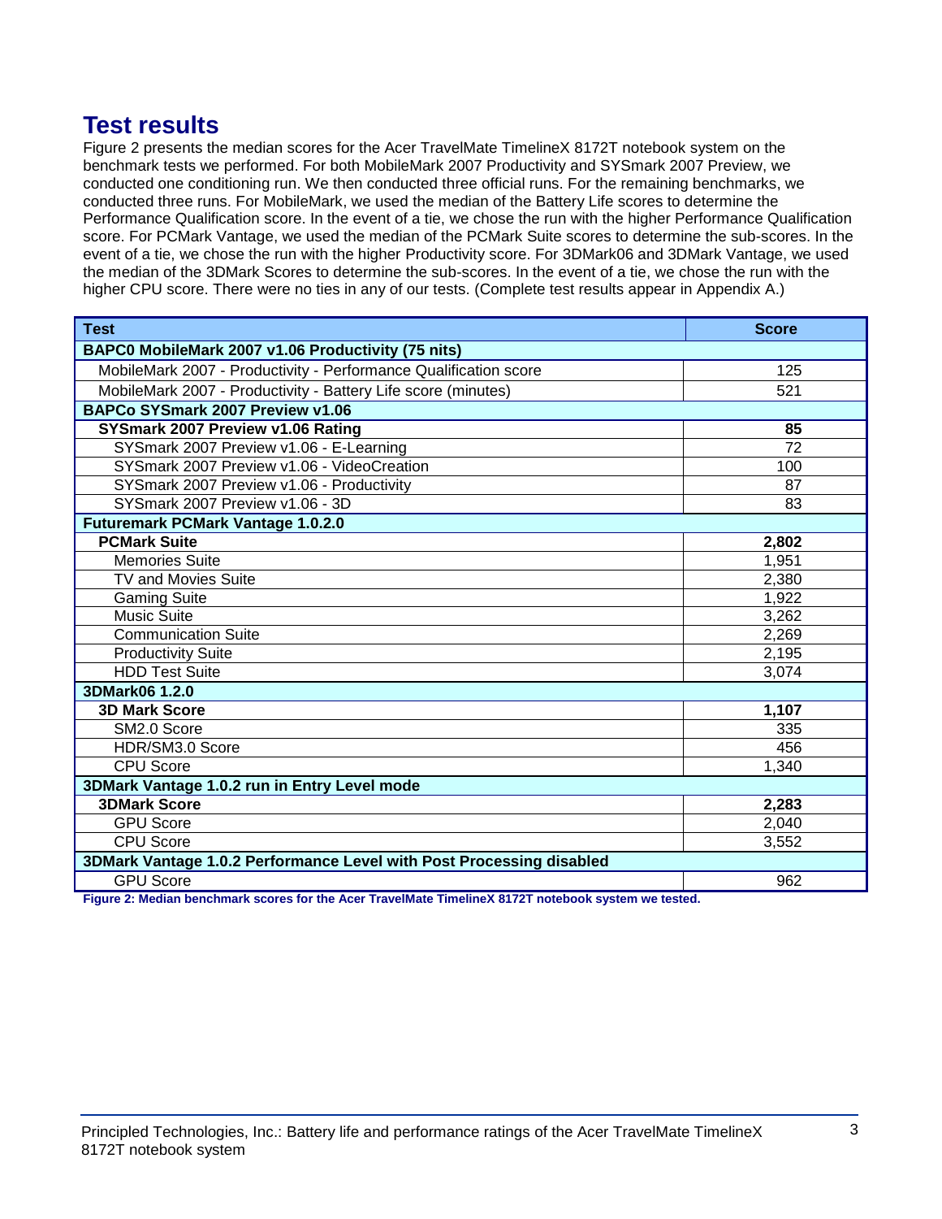## Test results

Figure 2 presents the median scores for the Acer TravelMate TimelineX 8172T notebook system on the benchmark tests we performed. For both MobileMark 2007 Productivity and SYSmark 2007 Preview, we conducted one conditioning run. We then conducted three official runs. For the remaining benchmarks, we conducted three runs. For MobileMark, we used the median of the Battery Life scores to determine the Performance Qualification score. In the event of a tie, we chose the run with the higher Performance Qualification score. For PCMark Vantage, we used the median of the PCMark Suite scores to determine the sub-scores. In the event of a tie, we chose the run with the higher Productivity score. For 3DMark06 and 3DMark Vantage, we used the median of the 3DMark Scores to determine the sub-scores. In the event of a tie, we chose the run with the higher CPU score. There were no ties in any of our tests. (Complete test results appear in Appendix A.)

| Test | Score |
|---|---|
| **BAPC0 MobileMark 2007 v1.06 Productivity (75 nits)** | |
| MobileMark 2007 - Productivity - Performance Qualification score | 125 |
| MobileMark 2007 - Productivity - Battery Life score (minutes) | 521 |
| **BAPCo SYSmark 2007 Preview v1.06** | |
| **SYSmark 2007 Preview v1.06 Rating** | **85** |
| SYSmark 2007 Preview v1.06 - E-Learning | 72 |
| SYSmark 2007 Preview v1.06 - VideoCreation | 100 |
| SYSmark 2007 Preview v1.06 - Productivity | 87 |
| SYSmark 2007 Preview v1.06 - 3D | 83 |
| **Futuremark PCMark Vantage 1.0.2.0** | |
| **PCMark Suite** | **2,802** |
| Memories Suite | 1,951 |
| TV and Movies Suite | 2,380 |
| Gaming Suite | 1,922 |
| Music Suite | 3,262 |
| Communication Suite | 2,269 |
| Productivity Suite | 2,195 |
| HDD Test Suite | 3,074 |
| **3DMark06 1.2.0** | |
| **3D Mark Score** | **1,107** |
| SM2.0 Score | 335 |
| HDR/SM3.0 Score | 456 |
| CPU Score | 1,340 |
| **3DMark Vantage 1.0.2 run in Entry Level mode** | |
| **3DMark Score** | **2,283** |
| GPU Score | 2,040 |
| CPU Score | 3,552 |
| **3DMark Vantage 1.0.2 Performance Level with Post Processing disabled** | |
| GPU Score | 962 |

**Figure 2: Median benchmark scores for the Acer TravelMate TimelineX 8172T notebook system we tested.**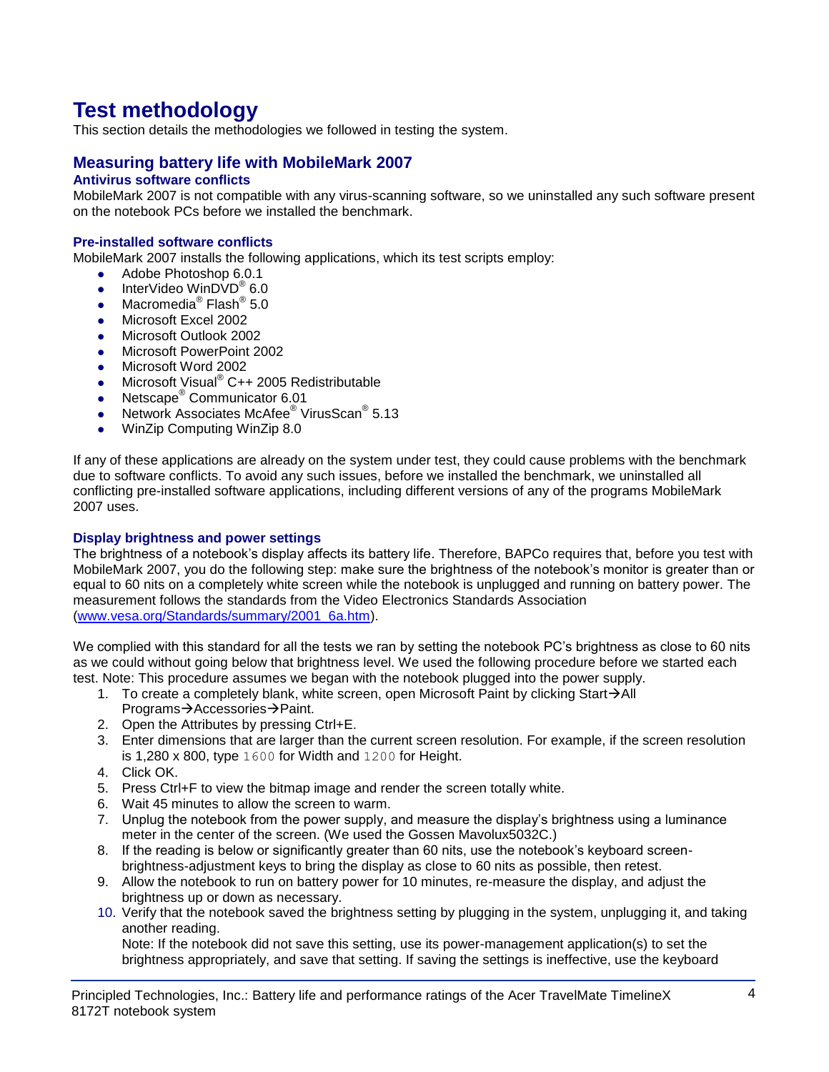# Test methodology

This section details the methodologies we followed in testing the system.

## Measuring battery life with MobileMark 2007

### Antivirus software conflicts

MobileMark 2007 is not compatible with any virus-scanning software, so we uninstalled any such software present on the notebook PCs before we installed the benchmark.

### Pre-installed software conflicts

MobileMark 2007 installs the following applications, which its test scripts employ:

- Adobe Photoshop 6.0.1
- InterVideo WinDVD® 6.0
- Macromedia® Flash® 5.0
- Microsoft Excel 2002
- Microsoft Outlook 2002
- Microsoft PowerPoint 2002
- Microsoft Word 2002
- Microsoft Visual® C++ 2005 Redistributable
- Netscape® Communicator 6.01
- Network Associates McAfee® VirusScan® 5.13
- WinZip Computing WinZip 8.0

If any of these applications are already on the system under test, they could cause problems with the benchmark due to software conflicts. To avoid any such issues, before we installed the benchmark, we uninstalled all conflicting pre-installed software applications, including different versions of any of the programs MobileMark 2007 uses.

### Display brightness and power settings

The brightness of a notebook's display affects its battery life. Therefore, BAPCo requires that, before you test with MobileMark 2007, you do the following step: make sure the brightness of the notebook's monitor is greater than or equal to 60 nits on a completely white screen while the notebook is unplugged and running on battery power. The measurement follows the standards from the Video Electronics Standards Association (www.vesa.org/Standards/summary/2001_6a.htm).

We complied with this standard for all the tests we ran by setting the notebook PC's brightness as close to 60 nits as we could without going below that brightness level. We used the following procedure before we started each test. Note: This procedure assumes we began with the notebook plugged into the power supply.

1. To create a completely blank, white screen, open Microsoft Paint by clicking Start→All Programs→Accessories→Paint.
2. Open the Attributes by pressing Ctrl+E.
3. Enter dimensions that are larger than the current screen resolution. For example, if the screen resolution is 1,280 x 800, type `1600` for Width and `1200` for Height.
4. Click OK.
5. Press Ctrl+F to view the bitmap image and render the screen totally white.
6. Wait 45 minutes to allow the screen to warm.
7. Unplug the notebook from the power supply, and measure the display's brightness using a luminance meter in the center of the screen. (We used the Gossen Mavolux5032C.)
8. If the reading is below or significantly greater than 60 nits, use the notebook's keyboard screen-brightness-adjustment keys to bring the display as close to 60 nits as possible, then retest.
9. Allow the notebook to run on battery power for 10 minutes, re-measure the display, and adjust the brightness up or down as necessary.
10. Verify that the notebook saved the brightness setting by plugging in the system, unplugging it, and taking another reading.
    Note: If the notebook did not save this setting, use its power-management application(s) to set the brightness appropriately, and save that setting. If saving the settings is ineffective, use the keyboard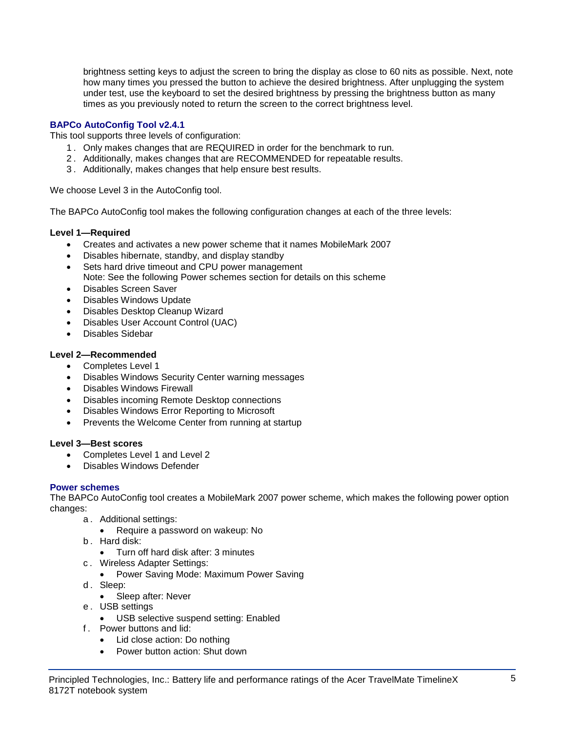brightness setting keys to adjust the screen to bring the display as close to 60 nits as possible. Next, note how many times you pressed the button to achieve the desired brightness. After unplugging the system under test, use the keyboard to set the desired brightness by pressing the brightness button as many times as you previously noted to return the screen to the correct brightness level.

### BAPCo AutoConfig Tool v2.4.1

This tool supports three levels of configuration:

1. Only makes changes that are REQUIRED in order for the benchmark to run.
2. Additionally, makes changes that are RECOMMENDED for repeatable results.
3. Additionally, makes changes that help ensure best results.

We choose Level 3 in the AutoConfig tool.

The BAPCo AutoConfig tool makes the following configuration changes at each of the three levels:

**Level 1—Required**

- Creates and activates a new power scheme that it names MobileMark 2007
- Disables hibernate, standby, and display standby
- Sets hard drive timeout and CPU power management
  Note: See the following Power schemes section for details on this scheme
- Disables Screen Saver
- Disables Windows Update
- Disables Desktop Cleanup Wizard
- Disables User Account Control (UAC)
- Disables Sidebar

**Level 2—Recommended**

- Completes Level 1
- Disables Windows Security Center warning messages
- Disables Windows Firewall
- Disables incoming Remote Desktop connections
- Disables Windows Error Reporting to Microsoft
- Prevents the Welcome Center from running at startup

**Level 3—Best scores**

- Completes Level 1 and Level 2
- Disables Windows Defender

### Power schemes

The BAPCo AutoConfig tool creates a MobileMark 2007 power scheme, which makes the following power option changes:

a. Additional settings:
   - Require a password on wakeup: No
b. Hard disk:
   - Turn off hard disk after: 3 minutes
c. Wireless Adapter Settings:
   - Power Saving Mode: Maximum Power Saving
d. Sleep:
   - Sleep after: Never
e. USB settings
   - USB selective suspend setting: Enabled
f. Power buttons and lid:
   - Lid close action: Do nothing
   - Power button action: Shut down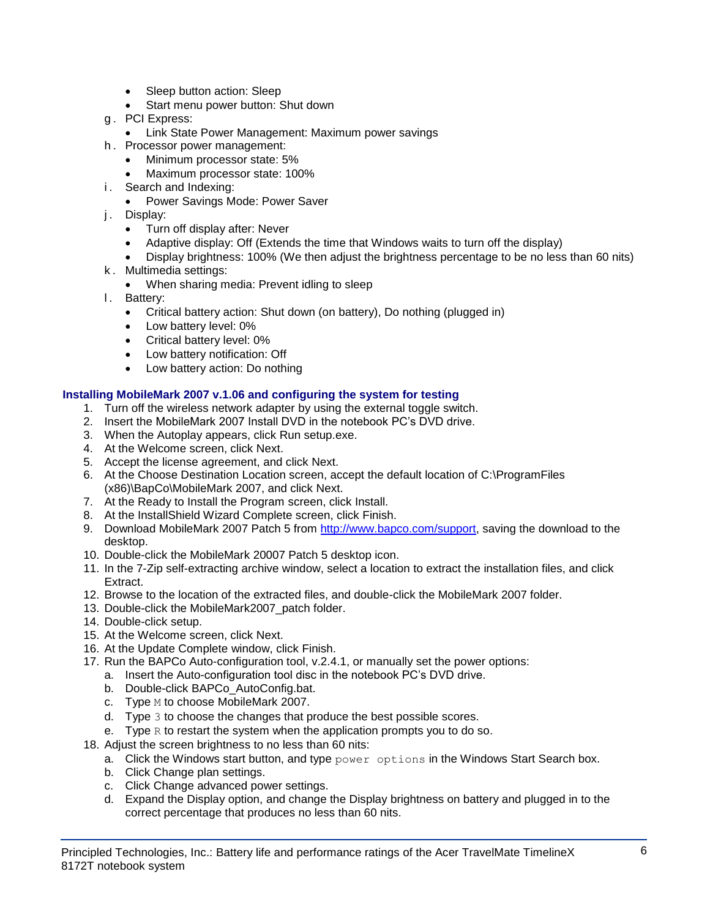- Sleep button action: Sleep
    - Start menu power button: Shut down

g. PCI Express:
    - Link State Power Management: Maximum power savings

h. Processor power management:
    - Minimum processor state: 5%
    - Maximum processor state: 100%

i. Search and Indexing:
    - Power Savings Mode: Power Saver

j. Display:
    - Turn off display after: Never
    - Adaptive display: Off (Extends the time that Windows waits to turn off the display)
    - Display brightness: 100% (We then adjust the brightness percentage to be no less than 60 nits)

k. Multimedia settings:
    - When sharing media: Prevent idling to sleep

l. Battery:
    - Critical battery action: Shut down (on battery), Do nothing (plugged in)
    - Low battery level: 0%
    - Critical battery level: 0%
    - Low battery notification: Off
    - Low battery action: Do nothing

### Installing MobileMark 2007 v.1.06 and configuring the system for testing

1. Turn off the wireless network adapter by using the external toggle switch.
2. Insert the MobileMark 2007 Install DVD in the notebook PC's DVD drive.
3. When the Autoplay appears, click Run setup.exe.
4. At the Welcome screen, click Next.
5. Accept the license agreement, and click Next.
6. At the Choose Destination Location screen, accept the default location of C:\ProgramFiles (x86)\BapCo\MobileMark 2007, and click Next.
7. At the Ready to Install the Program screen, click Install.
8. At the InstallShield Wizard Complete screen, click Finish.
9. Download MobileMark 2007 Patch 5 from http://www.bapco.com/support, saving the download to the desktop.
10. Double-click the MobileMark 20007 Patch 5 desktop icon.
11. In the 7-Zip self-extracting archive window, select a location to extract the installation files, and click Extract.
12. Browse to the location of the extracted files, and double-click the MobileMark 2007 folder.
13. Double-click the MobileMark2007_patch folder.
14. Double-click setup.
15. At the Welcome screen, click Next.
16. At the Update Complete window, click Finish.
17. Run the BAPCo Auto-configuration tool, v.2.4.1, or manually set the power options:
    a. Insert the Auto-configuration tool disc in the notebook PC's DVD drive.
    b. Double-click BAPCo_AutoConfig.bat.
    c. Type `M` to choose MobileMark 2007.
    d. Type `3` to choose the changes that produce the best possible scores.
    e. Type `R` to restart the system when the application prompts you to do so.
18. Adjust the screen brightness to no less than 60 nits:
    a. Click the Windows start button, and type `power options` in the Windows Start Search box.
    b. Click Change plan settings.
    c. Click Change advanced power settings.
    d. Expand the Display option, and change the Display brightness on battery and plugged in to the correct percentage that produces no less than 60 nits.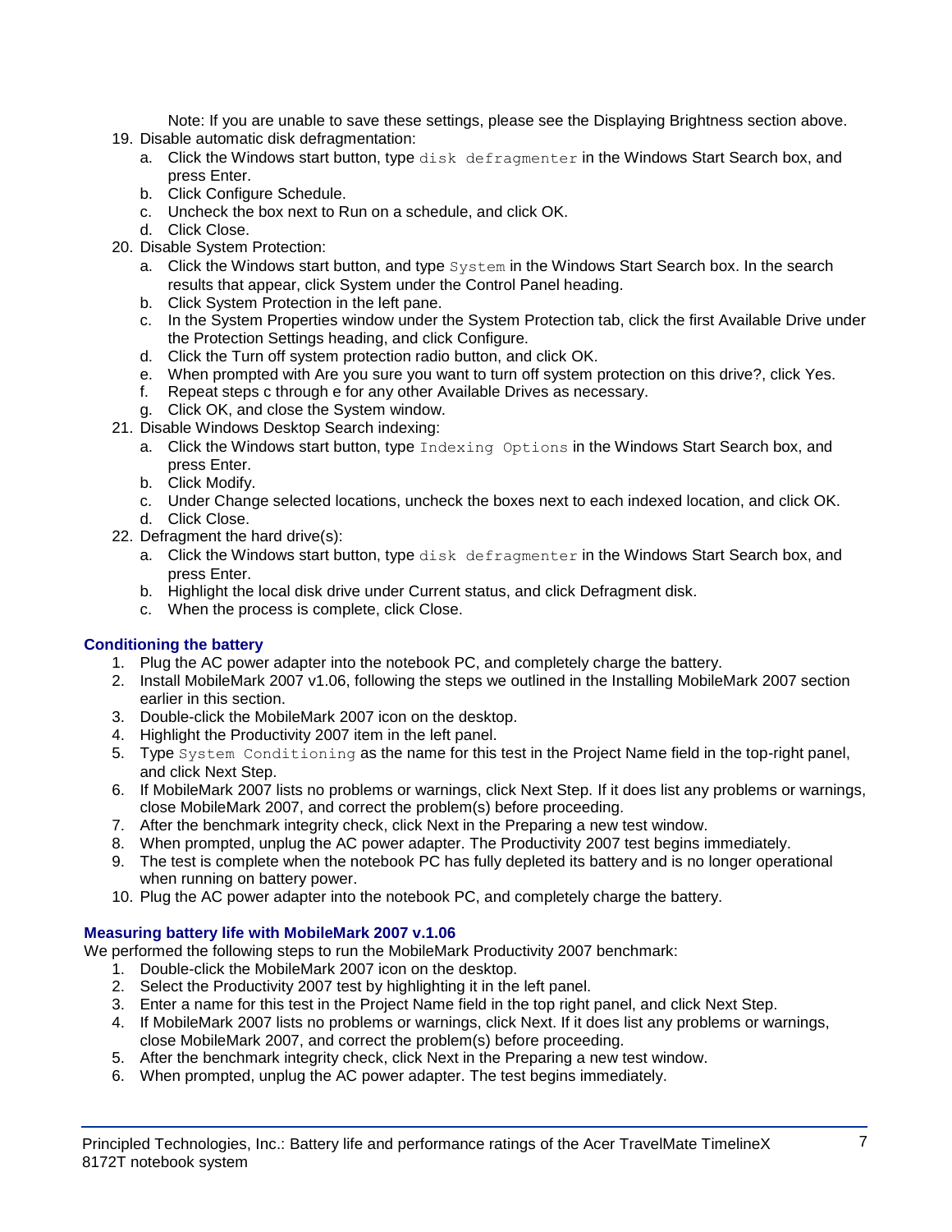Note: If you are unable to save these settings, please see the Displaying Brightness section above.

19. Disable automatic disk defragmentation:
    a. Click the Windows start button, type `disk defragmenter` in the Windows Start Search box, and press Enter.
    b. Click Configure Schedule.
    c. Uncheck the box next to Run on a schedule, and click OK.
    d. Click Close.
20. Disable System Protection:
    a. Click the Windows start button, and type `System` in the Windows Start Search box. In the search results that appear, click System under the Control Panel heading.
    b. Click System Protection in the left pane.
    c. In the System Properties window under the System Protection tab, click the first Available Drive under the Protection Settings heading, and click Configure.
    d. Click the Turn off system protection radio button, and click OK.
    e. When prompted with Are you sure you want to turn off system protection on this drive?, click Yes.
    f. Repeat steps c through e for any other Available Drives as necessary.
    g. Click OK, and close the System window.
21. Disable Windows Desktop Search indexing:
    a. Click the Windows start button, type `Indexing Options` in the Windows Start Search box, and press Enter.
    b. Click Modify.
    c. Under Change selected locations, uncheck the boxes next to each indexed location, and click OK.
    d. Click Close.
22. Defragment the hard drive(s):
    a. Click the Windows start button, type `disk defragmenter` in the Windows Start Search box, and press Enter.
    b. Highlight the local disk drive under Current status, and click Defragment disk.
    c. When the process is complete, click Close.

### Conditioning the battery

1. Plug the AC power adapter into the notebook PC, and completely charge the battery.
2. Install MobileMark 2007 v1.06, following the steps we outlined in the Installing MobileMark 2007 section earlier in this section.
3. Double-click the MobileMark 2007 icon on the desktop.
4. Highlight the Productivity 2007 item in the left panel.
5. Type `System Conditioning` as the name for this test in the Project Name field in the top-right panel, and click Next Step.
6. If MobileMark 2007 lists no problems or warnings, click Next Step. If it does list any problems or warnings, close MobileMark 2007, and correct the problem(s) before proceeding.
7. After the benchmark integrity check, click Next in the Preparing a new test window.
8. When prompted, unplug the AC power adapter. The Productivity 2007 test begins immediately.
9. The test is complete when the notebook PC has fully depleted its battery and is no longer operational when running on battery power.
10. Plug the AC power adapter into the notebook PC, and completely charge the battery.

### Measuring battery life with MobileMark 2007 v.1.06

We performed the following steps to run the MobileMark Productivity 2007 benchmark:

1. Double-click the MobileMark 2007 icon on the desktop.
2. Select the Productivity 2007 test by highlighting it in the left panel.
3. Enter a name for this test in the Project Name field in the top right panel, and click Next Step.
4. If MobileMark 2007 lists no problems or warnings, click Next. If it does list any problems or warnings, close MobileMark 2007, and correct the problem(s) before proceeding.
5. After the benchmark integrity check, click Next in the Preparing a new test window.
6. When prompted, unplug the AC power adapter. The test begins immediately.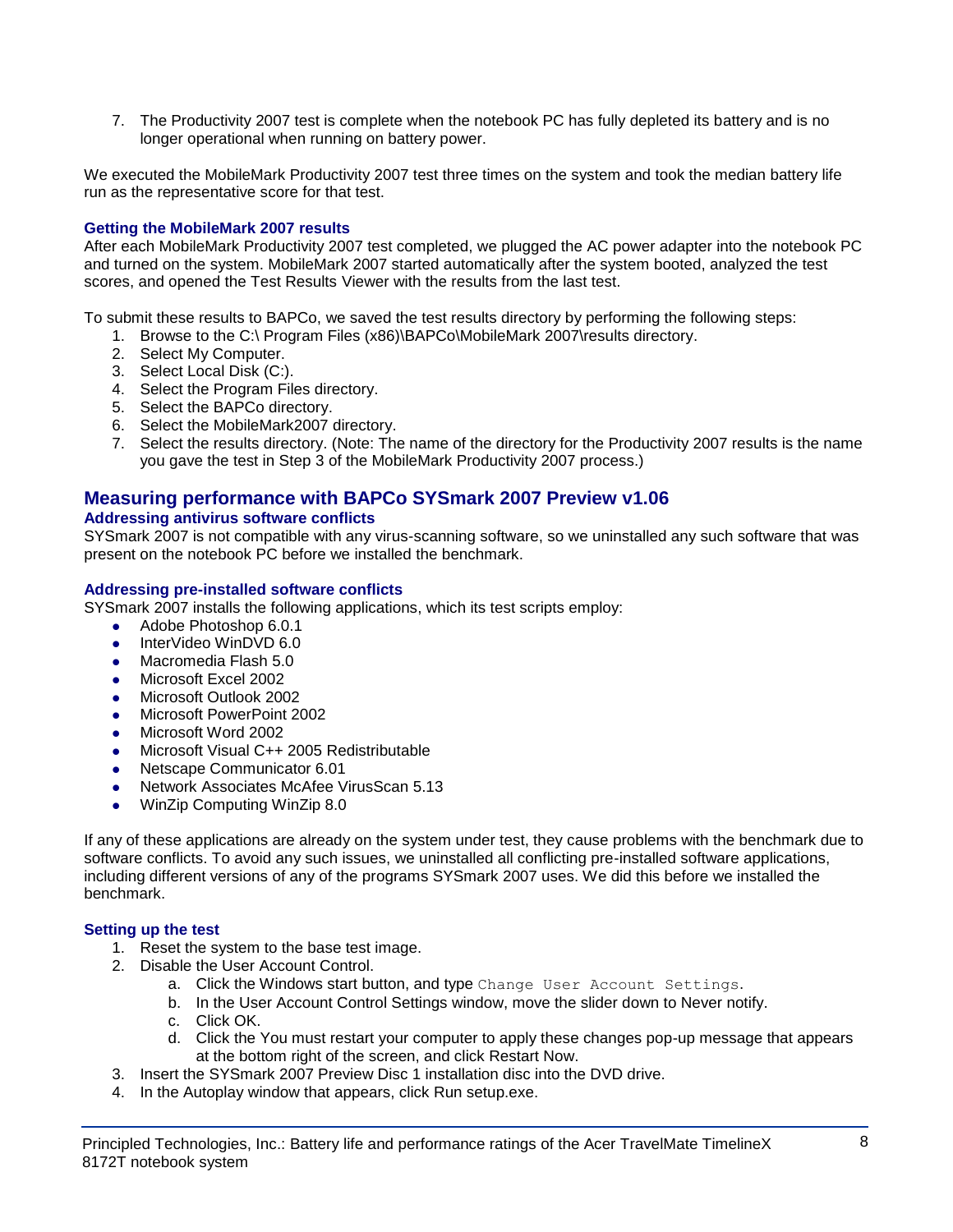7. The Productivity 2007 test is complete when the notebook PC has fully depleted its battery and is no longer operational when running on battery power.

We executed the MobileMark Productivity 2007 test three times on the system and took the median battery life run as the representative score for that test.

### Getting the MobileMark 2007 results

After each MobileMark Productivity 2007 test completed, we plugged the AC power adapter into the notebook PC and turned on the system. MobileMark 2007 started automatically after the system booted, analyzed the test scores, and opened the Test Results Viewer with the results from the last test.

To submit these results to BAPCo, we saved the test results directory by performing the following steps:

1. Browse to the C:\ Program Files (x86)\BAPCo\MobileMark 2007\results directory.
2. Select My Computer.
3. Select Local Disk (C:).
4. Select the Program Files directory.
5. Select the BAPCo directory.
6. Select the MobileMark2007 directory.
7. Select the results directory. (Note: The name of the directory for the Productivity 2007 results is the name you gave the test in Step 3 of the MobileMark Productivity 2007 process.)

## Measuring performance with BAPCo SYSmark 2007 Preview v1.06

### Addressing antivirus software conflicts

SYSmark 2007 is not compatible with any virus-scanning software, so we uninstalled any such software that was present on the notebook PC before we installed the benchmark.

### Addressing pre-installed software conflicts

SYSmark 2007 installs the following applications, which its test scripts employ:

- Adobe Photoshop 6.0.1
- InterVideo WinDVD 6.0
- Macromedia Flash 5.0
- Microsoft Excel 2002
- Microsoft Outlook 2002
- Microsoft PowerPoint 2002
- Microsoft Word 2002
- Microsoft Visual C++ 2005 Redistributable
- Netscape Communicator 6.01
- Network Associates McAfee VirusScan 5.13
- WinZip Computing WinZip 8.0

If any of these applications are already on the system under test, they cause problems with the benchmark due to software conflicts. To avoid any such issues, we uninstalled all conflicting pre-installed software applications, including different versions of any of the programs SYSmark 2007 uses. We did this before we installed the benchmark.

### Setting up the test

1. Reset the system to the base test image.
2. Disable the User Account Control.
   a. Click the Windows start button, and type `Change User Account Settings`.
   b. In the User Account Control Settings window, move the slider down to Never notify.
   c. Click OK.
   d. Click the You must restart your computer to apply these changes pop-up message that appears at the bottom right of the screen, and click Restart Now.
3. Insert the SYSmark 2007 Preview Disc 1 installation disc into the DVD drive.
4. In the Autoplay window that appears, click Run setup.exe.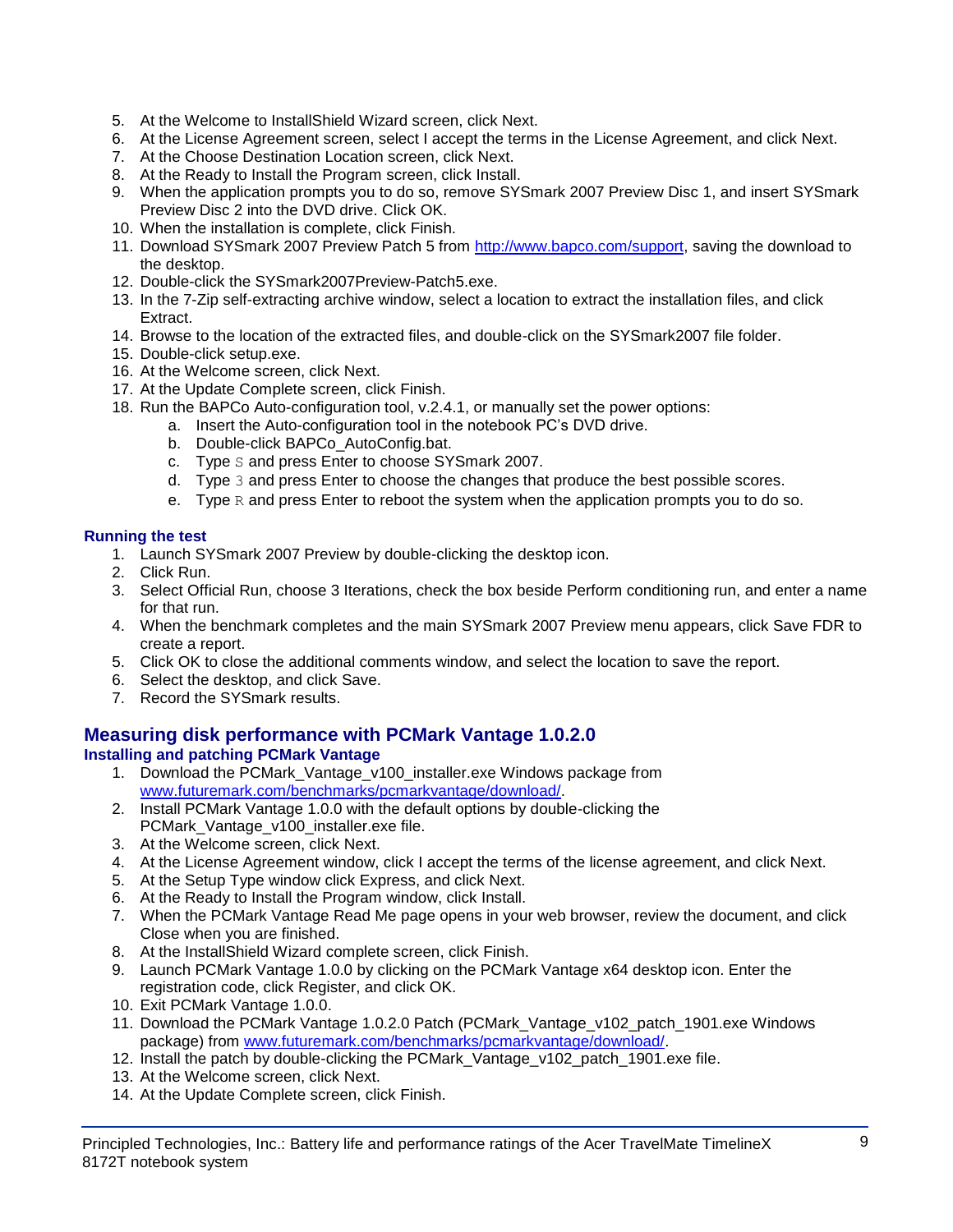5. At the Welcome to InstallShield Wizard screen, click Next.
6. At the License Agreement screen, select I accept the terms in the License Agreement, and click Next.
7. At the Choose Destination Location screen, click Next.
8. At the Ready to Install the Program screen, click Install.
9. When the application prompts you to do so, remove SYSmark 2007 Preview Disc 1, and insert SYSmark Preview Disc 2 into the DVD drive. Click OK.
10. When the installation is complete, click Finish.
11. Download SYSmark 2007 Preview Patch 5 from http://www.bapco.com/support, saving the download to the desktop.
12. Double-click the SYSmark2007Preview-Patch5.exe.
13. In the 7-Zip self-extracting archive window, select a location to extract the installation files, and click Extract.
14. Browse to the location of the extracted files, and double-click on the SYSmark2007 file folder.
15. Double-click setup.exe.
16. At the Welcome screen, click Next.
17. At the Update Complete screen, click Finish.
18. Run the BAPCo Auto-configuration tool, v.2.4.1, or manually set the power options:
    a. Insert the Auto-configuration tool in the notebook PC's DVD drive.
    b. Double-click BAPCo_AutoConfig.bat.
    c. Type `S` and press Enter to choose SYSmark 2007.
    d. Type `3` and press Enter to choose the changes that produce the best possible scores.
    e. Type `R` and press Enter to reboot the system when the application prompts you to do so.

### Running the test

1. Launch SYSmark 2007 Preview by double-clicking the desktop icon.
2. Click Run.
3. Select Official Run, choose 3 Iterations, check the box beside Perform conditioning run, and enter a name for that run.
4. When the benchmark completes and the main SYSmark 2007 Preview menu appears, click Save FDR to create a report.
5. Click OK to close the additional comments window, and select the location to save the report.
6. Select the desktop, and click Save.
7. Record the SYSmark results.

## Measuring disk performance with PCMark Vantage 1.0.2.0

### Installing and patching PCMark Vantage

1. Download the PCMark_Vantage_v100_installer.exe Windows package from www.futuremark.com/benchmarks/pcmarkvantage/download/.
2. Install PCMark Vantage 1.0.0 with the default options by double-clicking the PCMark_Vantage_v100_installer.exe file.
3. At the Welcome screen, click Next.
4. At the License Agreement window, click I accept the terms of the license agreement, and click Next.
5. At the Setup Type window click Express, and click Next.
6. At the Ready to Install the Program window, click Install.
7. When the PCMark Vantage Read Me page opens in your web browser, review the document, and click Close when you are finished.
8. At the InstallShield Wizard complete screen, click Finish.
9. Launch PCMark Vantage 1.0.0 by clicking on the PCMark Vantage x64 desktop icon. Enter the registration code, click Register, and click OK.
10. Exit PCMark Vantage 1.0.0.
11. Download the PCMark Vantage 1.0.2.0 Patch (PCMark_Vantage_v102_patch_1901.exe Windows package) from www.futuremark.com/benchmarks/pcmarkvantage/download/.
12. Install the patch by double-clicking the PCMark_Vantage_v102_patch_1901.exe file.
13. At the Welcome screen, click Next.
14. At the Update Complete screen, click Finish.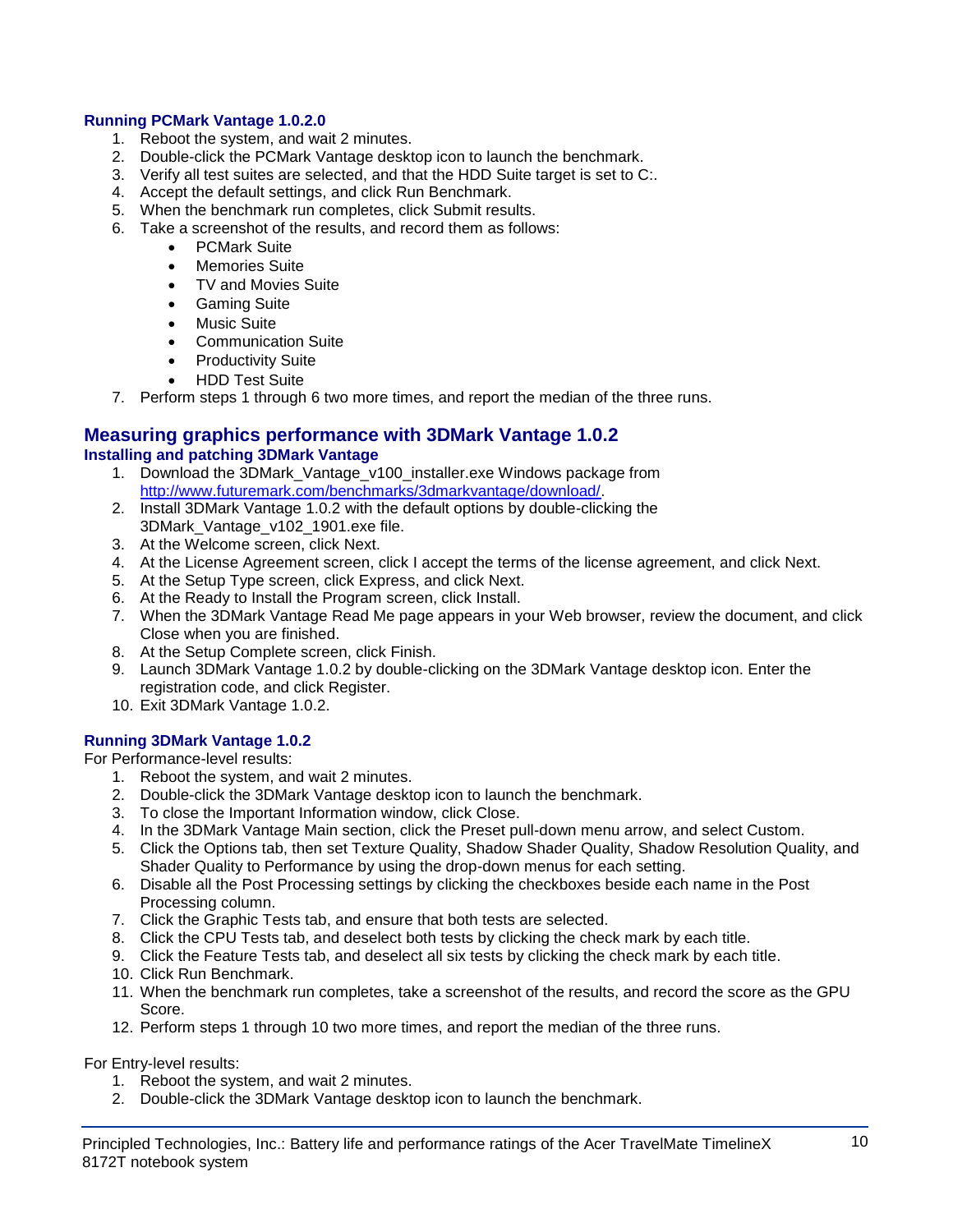### Running PCMark Vantage 1.0.2.0

1. Reboot the system, and wait 2 minutes.
2. Double-click the PCMark Vantage desktop icon to launch the benchmark.
3. Verify all test suites are selected, and that the HDD Suite target is set to C:.
4. Accept the default settings, and click Run Benchmark.
5. When the benchmark run completes, click Submit results.
6. Take a screenshot of the results, and record them as follows:
   - PCMark Suite
   - Memories Suite
   - TV and Movies Suite
   - Gaming Suite
   - Music Suite
   - Communication Suite
   - Productivity Suite
   - HDD Test Suite
7. Perform steps 1 through 6 two more times, and report the median of the three runs.

## Measuring graphics performance with 3DMark Vantage 1.0.2

### Installing and patching 3DMark Vantage

1. Download the 3DMark_Vantage_v100_installer.exe Windows package from http://www.futuremark.com/benchmarks/3dmarkvantage/download/.
2. Install 3DMark Vantage 1.0.2 with the default options by double-clicking the 3DMark_Vantage_v102_1901.exe file.
3. At the Welcome screen, click Next.
4. At the License Agreement screen, click I accept the terms of the license agreement, and click Next.
5. At the Setup Type screen, click Express, and click Next.
6. At the Ready to Install the Program screen, click Install.
7. When the 3DMark Vantage Read Me page appears in your Web browser, review the document, and click Close when you are finished.
8. At the Setup Complete screen, click Finish.
9. Launch 3DMark Vantage 1.0.2 by double-clicking on the 3DMark Vantage desktop icon. Enter the registration code, and click Register.
10. Exit 3DMark Vantage 1.0.2.

### Running 3DMark Vantage 1.0.2

For Performance-level results:

1. Reboot the system, and wait 2 minutes.
2. Double-click the 3DMark Vantage desktop icon to launch the benchmark.
3. To close the Important Information window, click Close.
4. In the 3DMark Vantage Main section, click the Preset pull-down menu arrow, and select Custom.
5. Click the Options tab, then set Texture Quality, Shadow Shader Quality, Shadow Resolution Quality, and Shader Quality to Performance by using the drop-down menus for each setting.
6. Disable all the Post Processing settings by clicking the checkboxes beside each name in the Post Processing column.
7. Click the Graphic Tests tab, and ensure that both tests are selected.
8. Click the CPU Tests tab, and deselect both tests by clicking the check mark by each title.
9. Click the Feature Tests tab, and deselect all six tests by clicking the check mark by each title.
10. Click Run Benchmark.
11. When the benchmark run completes, take a screenshot of the results, and record the score as the GPU Score.
12. Perform steps 1 through 10 two more times, and report the median of the three runs.

For Entry-level results:

1. Reboot the system, and wait 2 minutes.
2. Double-click the 3DMark Vantage desktop icon to launch the benchmark.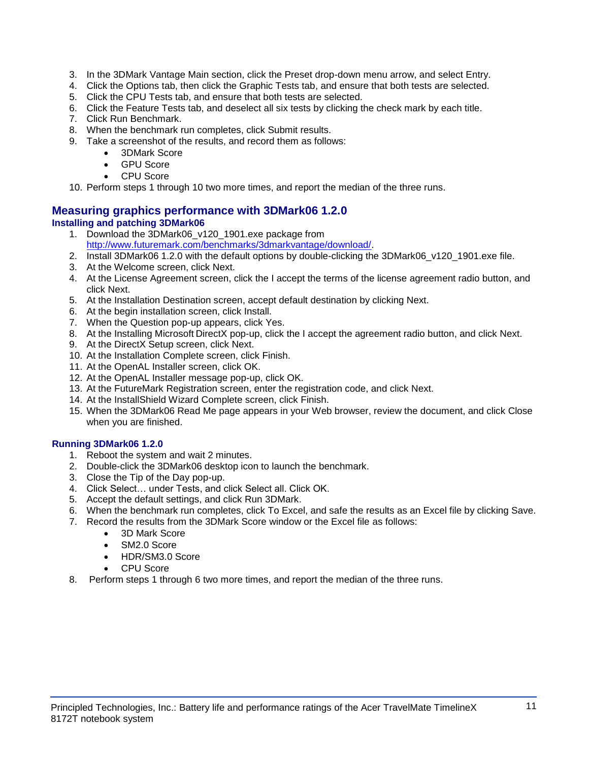3. In the 3DMark Vantage Main section, click the Preset drop-down menu arrow, and select Entry.
4. Click the Options tab, then click the Graphic Tests tab, and ensure that both tests are selected.
5. Click the CPU Tests tab, and ensure that both tests are selected.
6. Click the Feature Tests tab, and deselect all six tests by clicking the check mark by each title.
7. Click Run Benchmark.
8. When the benchmark run completes, click Submit results.
9. Take a screenshot of the results, and record them as follows:
    - 3DMark Score
    - GPU Score
    - CPU Score
10. Perform steps 1 through 10 two more times, and report the median of the three runs.

## Measuring graphics performance with 3DMark06 1.2.0

### Installing and patching 3DMark06

1. Download the 3DMark06_v120_1901.exe package from http://www.futuremark.com/benchmarks/3dmarkvantage/download/.
2. Install 3DMark06 1.2.0 with the default options by double-clicking the 3DMark06_v120_1901.exe file.
3. At the Welcome screen, click Next.
4. At the License Agreement screen, click the I accept the terms of the license agreement radio button, and click Next.
5. At the Installation Destination screen, accept default destination by clicking Next.
6. At the begin installation screen, click Install.
7. When the Question pop-up appears, click Yes.
8. At the Installing Microsoft DirectX pop-up, click the I accept the agreement radio button, and click Next.
9. At the DirectX Setup screen, click Next.
10. At the Installation Complete screen, click Finish.
11. At the OpenAL Installer screen, click OK.
12. At the OpenAL Installer message pop-up, click OK.
13. At the FutureMark Registration screen, enter the registration code, and click Next.
14. At the InstallShield Wizard Complete screen, click Finish.
15. When the 3DMark06 Read Me page appears in your Web browser, review the document, and click Close when you are finished.

### Running 3DMark06 1.2.0

1. Reboot the system and wait 2 minutes.
2. Double-click the 3DMark06 desktop icon to launch the benchmark.
3. Close the Tip of the Day pop-up.
4. Click Select… under Tests, and click Select all. Click OK.
5. Accept the default settings, and click Run 3DMark.
6. When the benchmark run completes, click To Excel, and safe the results as an Excel file by clicking Save.
7. Record the results from the 3DMark Score window or the Excel file as follows:
    - 3D Mark Score
    - SM2.0 Score
    - HDR/SM3.0 Score
    - CPU Score
8. Perform steps 1 through 6 two more times, and report the median of the three runs.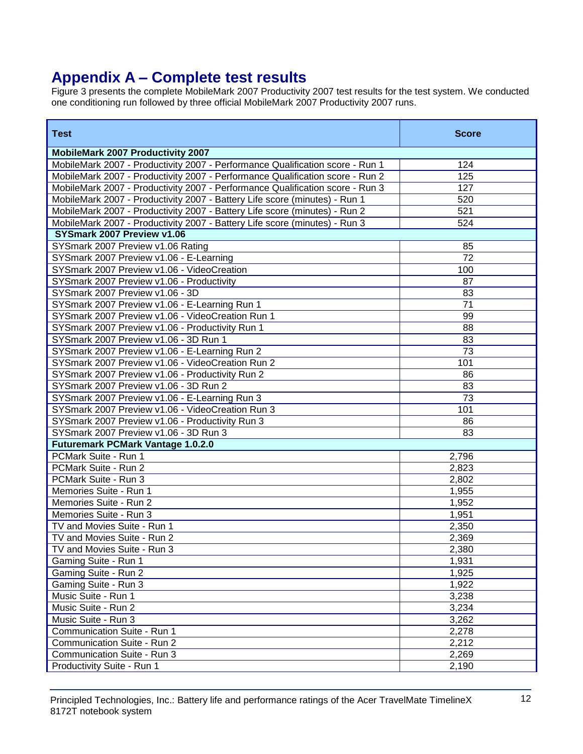# Appendix A – Complete test results

Figure 3 presents the complete MobileMark 2007 Productivity 2007 test results for the test system. We conducted one conditioning run followed by three official MobileMark 2007 Productivity 2007 runs.

| Test | Score |
|---|---|
| **MobileMark 2007 Productivity 2007** | |
| MobileMark 2007 - Productivity 2007 - Performance Qualification score - Run 1 | 124 |
| MobileMark 2007 - Productivity 2007 - Performance Qualification score - Run 2 | 125 |
| MobileMark 2007 - Productivity 2007 - Performance Qualification score - Run 3 | 127 |
| MobileMark 2007 - Productivity 2007 - Battery Life score (minutes) - Run 1 | 520 |
| MobileMark 2007 - Productivity 2007 - Battery Life score (minutes) - Run 2 | 521 |
| MobileMark 2007 - Productivity 2007 - Battery Life score (minutes) - Run 3 | 524 |
| **SYSmark 2007 Preview v1.06** | |
| SYSmark 2007 Preview v1.06 Rating | 85 |
| SYSmark 2007 Preview v1.06 - E-Learning | 72 |
| SYSmark 2007 Preview v1.06 - VideoCreation | 100 |
| SYSmark 2007 Preview v1.06 - Productivity | 87 |
| SYSmark 2007 Preview v1.06 - 3D | 83 |
| SYSmark 2007 Preview v1.06 - E-Learning Run 1 | 71 |
| SYSmark 2007 Preview v1.06 - VideoCreation Run 1 | 99 |
| SYSmark 2007 Preview v1.06 - Productivity Run 1 | 88 |
| SYSmark 2007 Preview v1.06 - 3D Run 1 | 83 |
| SYSmark 2007 Preview v1.06 - E-Learning Run 2 | 73 |
| SYSmark 2007 Preview v1.06 - VideoCreation Run 2 | 101 |
| SYSmark 2007 Preview v1.06 - Productivity Run 2 | 86 |
| SYSmark 2007 Preview v1.06 - 3D Run 2 | 83 |
| SYSmark 2007 Preview v1.06 - E-Learning Run 3 | 73 |
| SYSmark 2007 Preview v1.06 - VideoCreation Run 3 | 101 |
| SYSmark 2007 Preview v1.06 - Productivity Run 3 | 86 |
| SYSmark 2007 Preview v1.06 - 3D Run 3 | 83 |
| **Futuremark PCMark Vantage 1.0.2.0** | |
| PCMark Suite - Run 1 | 2,796 |
| PCMark Suite - Run 2 | 2,823 |
| PCMark Suite - Run 3 | 2,802 |
| Memories Suite - Run 1 | 1,955 |
| Memories Suite - Run 2 | 1,952 |
| Memories Suite - Run 3 | 1,951 |
| TV and Movies Suite - Run 1 | 2,350 |
| TV and Movies Suite - Run 2 | 2,369 |
| TV and Movies Suite - Run 3 | 2,380 |
| Gaming Suite - Run 1 | 1,931 |
| Gaming Suite - Run 2 | 1,925 |
| Gaming Suite - Run 3 | 1,922 |
| Music Suite - Run 1 | 3,238 |
| Music Suite - Run 2 | 3,234 |
| Music Suite - Run 3 | 3,262 |
| Communication Suite - Run 1 | 2,278 |
| Communication Suite - Run 2 | 2,212 |
| Communication Suite - Run 3 | 2,269 |
| Productivity Suite - Run 1 | 2,190 |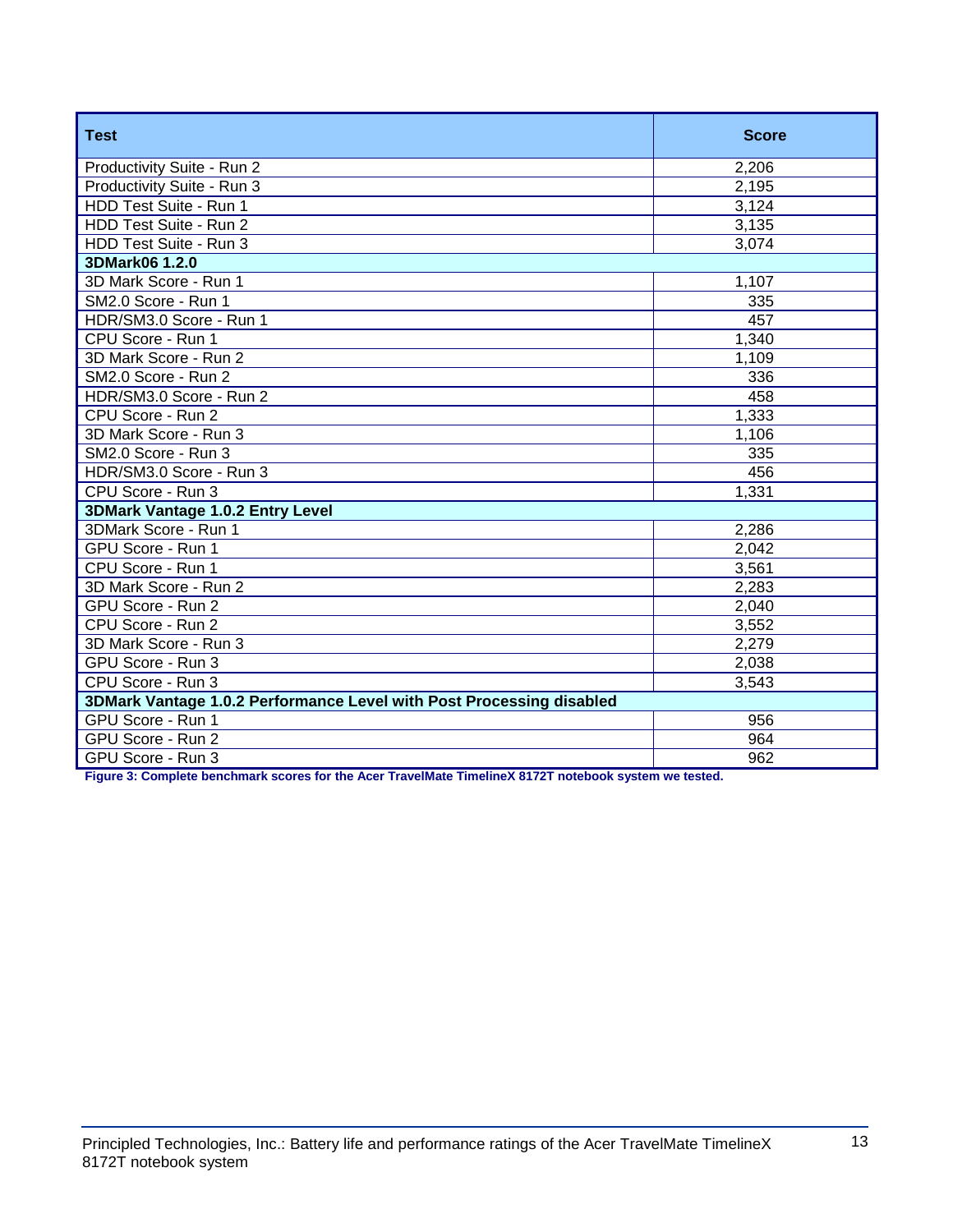| Test | Score |
| --- | --- |
| Productivity Suite - Run 2 | 2,206 |
| Productivity Suite - Run 3 | 2,195 |
| HDD Test Suite - Run 1 | 3,124 |
| HDD Test Suite - Run 2 | 3,135 |
| HDD Test Suite - Run 3 | 3,074 |
| **3DMark06 1.2.0** | |
| 3D Mark Score - Run 1 | 1,107 |
| SM2.0 Score - Run 1 | 335 |
| HDR/SM3.0 Score - Run 1 | 457 |
| CPU Score - Run 1 | 1,340 |
| 3D Mark Score - Run 2 | 1,109 |
| SM2.0 Score - Run 2 | 336 |
| HDR/SM3.0 Score - Run 2 | 458 |
| CPU Score - Run 2 | 1,333 |
| 3D Mark Score - Run 3 | 1,106 |
| SM2.0 Score - Run 3 | 335 |
| HDR/SM3.0 Score - Run 3 | 456 |
| CPU Score - Run 3 | 1,331 |
| **3DMark Vantage 1.0.2 Entry Level** | |
| 3DMark Score - Run 1 | 2,286 |
| GPU Score - Run 1 | 2,042 |
| CPU Score - Run 1 | 3,561 |
| 3D Mark Score - Run 2 | 2,283 |
| GPU Score - Run 2 | 2,040 |
| CPU Score - Run 2 | 3,552 |
| 3D Mark Score - Run 3 | 2,279 |
| GPU Score - Run 3 | 2,038 |
| CPU Score - Run 3 | 3,543 |
| **3DMark Vantage 1.0.2 Performance Level with Post Processing disabled** | |
| GPU Score - Run 1 | 956 |
| GPU Score - Run 2 | 964 |
| GPU Score - Run 3 | 962 |

**Figure 3: Complete benchmark scores for the Acer TravelMate TimelineX 8172T notebook system we tested.**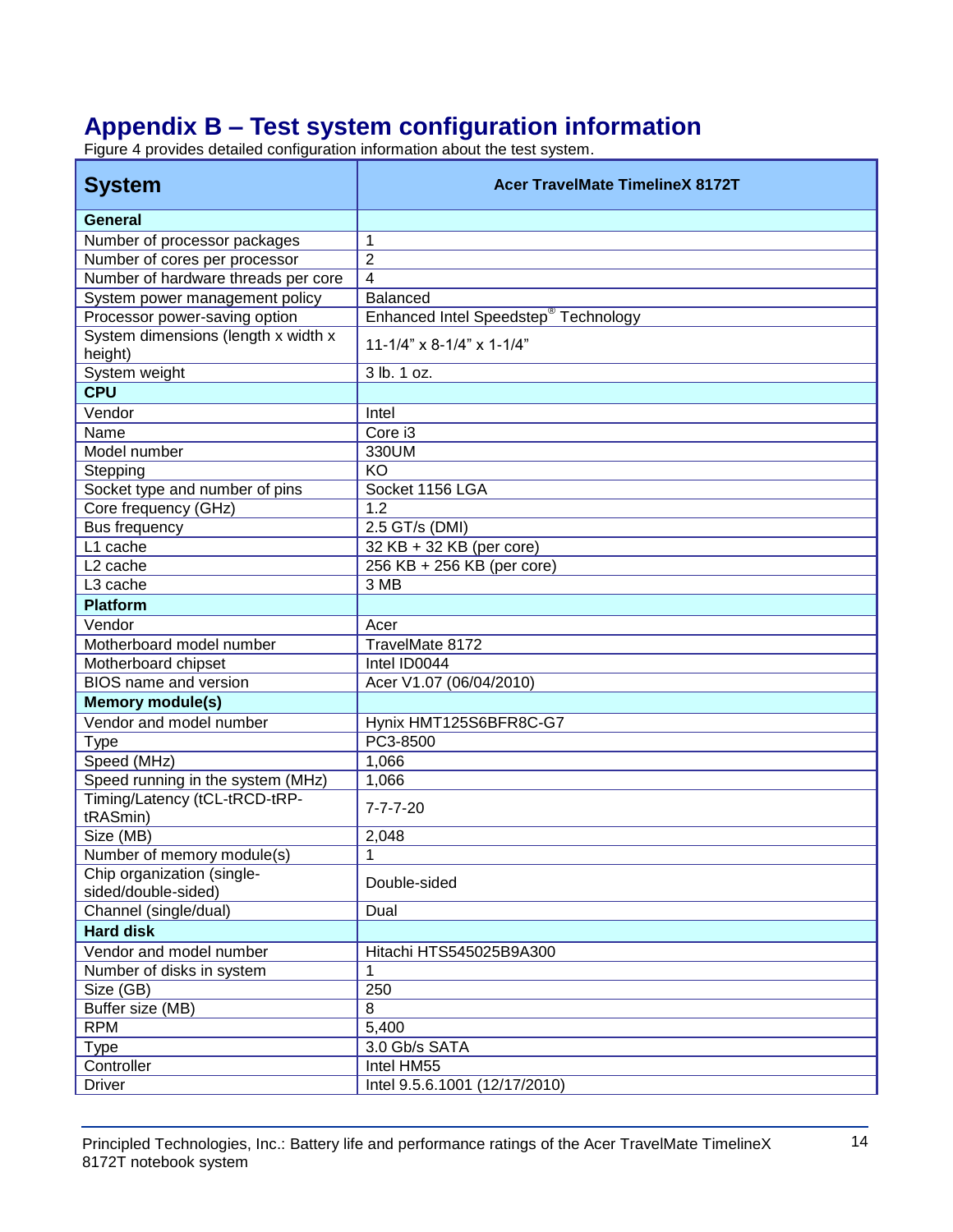# Appendix B – Test system configuration information

Figure 4 provides detailed configuration information about the test system.

| System | Acer TravelMate TimelineX 8172T |
|---|---|
| **General** | |
| Number of processor packages | 1 |
| Number of cores per processor | 2 |
| Number of hardware threads per core | 4 |
| System power management policy | Balanced |
| Processor power-saving option | Enhanced Intel Speedstep® Technology |
| System dimensions (length x width x height) | 11-1/4" x 8-1/4" x 1-1/4" |
| System weight | 3 lb. 1 oz. |
| **CPU** | |
| Vendor | Intel |
| Name | Core i3 |
| Model number | 330UM |
| Stepping | KO |
| Socket type and number of pins | Socket 1156 LGA |
| Core frequency (GHz) | 1.2 |
| Bus frequency | 2.5 GT/s (DMI) |
| L1 cache | 32 KB + 32 KB (per core) |
| L2 cache | 256 KB + 256 KB (per core) |
| L3 cache | 3 MB |
| **Platform** | |
| Vendor | Acer |
| Motherboard model number | TravelMate 8172 |
| Motherboard chipset | Intel ID0044 |
| BIOS name and version | Acer V1.07 (06/04/2010) |
| **Memory module(s)** | |
| Vendor and model number | Hynix HMT125S6BFR8C-G7 |
| Type | PC3-8500 |
| Speed (MHz) | 1,066 |
| Speed running in the system (MHz) | 1,066 |
| Timing/Latency (tCL-tRCD-tRP-tRASmin) | 7-7-7-20 |
| Size (MB) | 2,048 |
| Number of memory module(s) | 1 |
| Chip organization (single-sided/double-sided) | Double-sided |
| Channel (single/dual) | Dual |
| **Hard disk** | |
| Vendor and model number | Hitachi HTS545025B9A300 |
| Number of disks in system | 1 |
| Size (GB) | 250 |
| Buffer size (MB) | 8 |
| RPM | 5,400 |
| Type | 3.0 Gb/s SATA |
| Controller | Intel HM55 |
| Driver | Intel 9.5.6.1001 (12/17/2010) |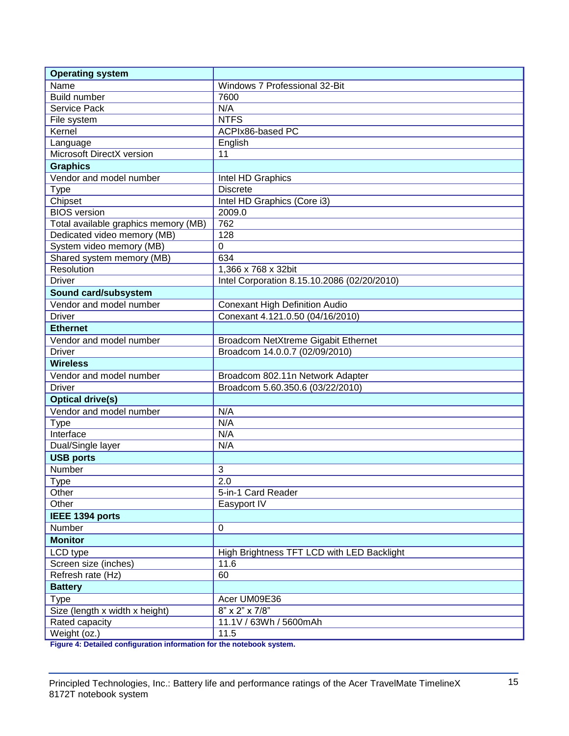| Operating system | |
|---|---|
| Name | Windows 7 Professional 32-Bit |
| Build number | 7600 |
| Service Pack | N/A |
| File system | NTFS |
| Kernel | ACPIx86-based PC |
| Language | English |
| Microsoft DirectX version | 11 |
| **Graphics** | |
| Vendor and model number | Intel HD Graphics |
| Type | Discrete |
| Chipset | Intel HD Graphics (Core i3) |
| BIOS version | 2009.0 |
| Total available graphics memory (MB) | 762 |
| Dedicated video memory (MB) | 128 |
| System video memory (MB) | 0 |
| Shared system memory (MB) | 634 |
| Resolution | 1,366 x 768 x 32bit |
| Driver | Intel Corporation 8.15.10.2086 (02/20/2010) |
| **Sound card/subsystem** | |
| Vendor and model number | Conexant High Definition Audio |
| Driver | Conexant 4.121.0.50 (04/16/2010) |
| **Ethernet** | |
| Vendor and model number | Broadcom NetXtreme Gigabit Ethernet |
| Driver | Broadcom 14.0.0.7 (02/09/2010) |
| **Wireless** | |
| Vendor and model number | Broadcom 802.11n Network Adapter |
| Driver | Broadcom 5.60.350.6 (03/22/2010) |
| **Optical drive(s)** | |
| Vendor and model number | N/A |
| Type | N/A |
| Interface | N/A |
| Dual/Single layer | N/A |
| **USB ports** | |
| Number | 3 |
| Type | 2.0 |
| Other | 5-in-1 Card Reader |
| Other | Easyport IV |
| **IEEE 1394 ports** | |
| Number | 0 |
| **Monitor** | |
| LCD type | High Brightness TFT LCD with LED Backlight |
| Screen size (inches) | 11.6 |
| Refresh rate (Hz) | 60 |
| **Battery** | |
| Type | Acer UM09E36 |
| Size (length x width x height) | 8" x 2" x 7/8" |
| Rated capacity | 11.1V / 63Wh / 5600mAh |
| Weight (oz.) | 11.5 |

**Figure 4: Detailed configuration information for the notebook system.**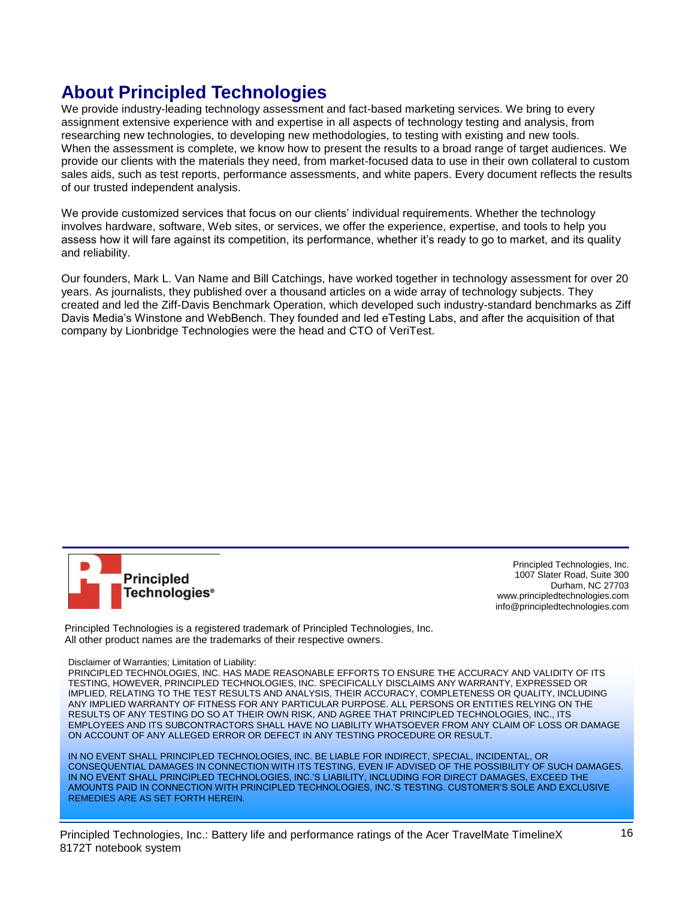# About Principled Technologies

We provide industry-leading technology assessment and fact-based marketing services. We bring to every assignment extensive experience with and expertise in all aspects of technology testing and analysis, from researching new technologies, to developing new methodologies, to testing with existing and new tools.
When the assessment is complete, we know how to present the results to a broad range of target audiences. We provide our clients with the materials they need, from market-focused data to use in their own collateral to custom sales aids, such as test reports, performance assessments, and white papers. Every document reflects the results of our trusted independent analysis.

We provide customized services that focus on our clients' individual requirements. Whether the technology involves hardware, software, Web sites, or services, we offer the experience, expertise, and tools to help you assess how it will fare against its competition, its performance, whether it's ready to go to market, and its quality and reliability.

Our founders, Mark L. Van Name and Bill Catchings, have worked together in technology assessment for over 20 years. As journalists, they published over a thousand articles on a wide array of technology subjects. They created and led the Ziff-Davis Benchmark Operation, which developed such industry-standard benchmarks as Ziff Davis Media's Winstone and WebBench. They founded and led eTesting Labs, and after the acquisition of that company by Lionbridge Technologies were the head and CTO of VeriTest.

Principled Technologies®

Principled Technologies, Inc.
1007 Slater Road, Suite 300
Durham, NC 27703
www.principledtechnologies.com
info@principledtechnologies.com

Principled Technologies is a registered trademark of Principled Technologies, Inc.
All other product names are the trademarks of their respective owners.

Disclaimer of Warranties; Limitation of Liability:
PRINCIPLED TECHNOLOGIES, INC. HAS MADE REASONABLE EFFORTS TO ENSURE THE ACCURACY AND VALIDITY OF ITS TESTING, HOWEVER, PRINCIPLED TECHNOLOGIES, INC. SPECIFICALLY DISCLAIMS ANY WARRANTY, EXPRESSED OR IMPLIED, RELATING TO THE TEST RESULTS AND ANALYSIS, THEIR ACCURACY, COMPLETENESS OR QUALITY, INCLUDING ANY IMPLIED WARRANTY OF FITNESS FOR ANY PARTICULAR PURPOSE. ALL PERSONS OR ENTITIES RELYING ON THE RESULTS OF ANY TESTING DO SO AT THEIR OWN RISK, AND AGREE THAT PRINCIPLED TECHNOLOGIES, INC., ITS EMPLOYEES AND ITS SUBCONTRACTORS SHALL HAVE NO LIABILITY WHATSOEVER FROM ANY CLAIM OF LOSS OR DAMAGE ON ACCOUNT OF ANY ALLEGED ERROR OR DEFECT IN ANY TESTING PROCEDURE OR RESULT.

IN NO EVENT SHALL PRINCIPLED TECHNOLOGIES, INC. BE LIABLE FOR INDIRECT, SPECIAL, INCIDENTAL, OR CONSEQUENTIAL DAMAGES IN CONNECTION WITH ITS TESTING, EVEN IF ADVISED OF THE POSSIBILITY OF SUCH DAMAGES. IN NO EVENT SHALL PRINCIPLED TECHNOLOGIES, INC.'S LIABILITY, INCLUDING FOR DIRECT DAMAGES, EXCEED THE AMOUNTS PAID IN CONNECTION WITH PRINCIPLED TECHNOLOGIES, INC.'S TESTING. CUSTOMER'S SOLE AND EXCLUSIVE REMEDIES ARE AS SET FORTH HEREIN.